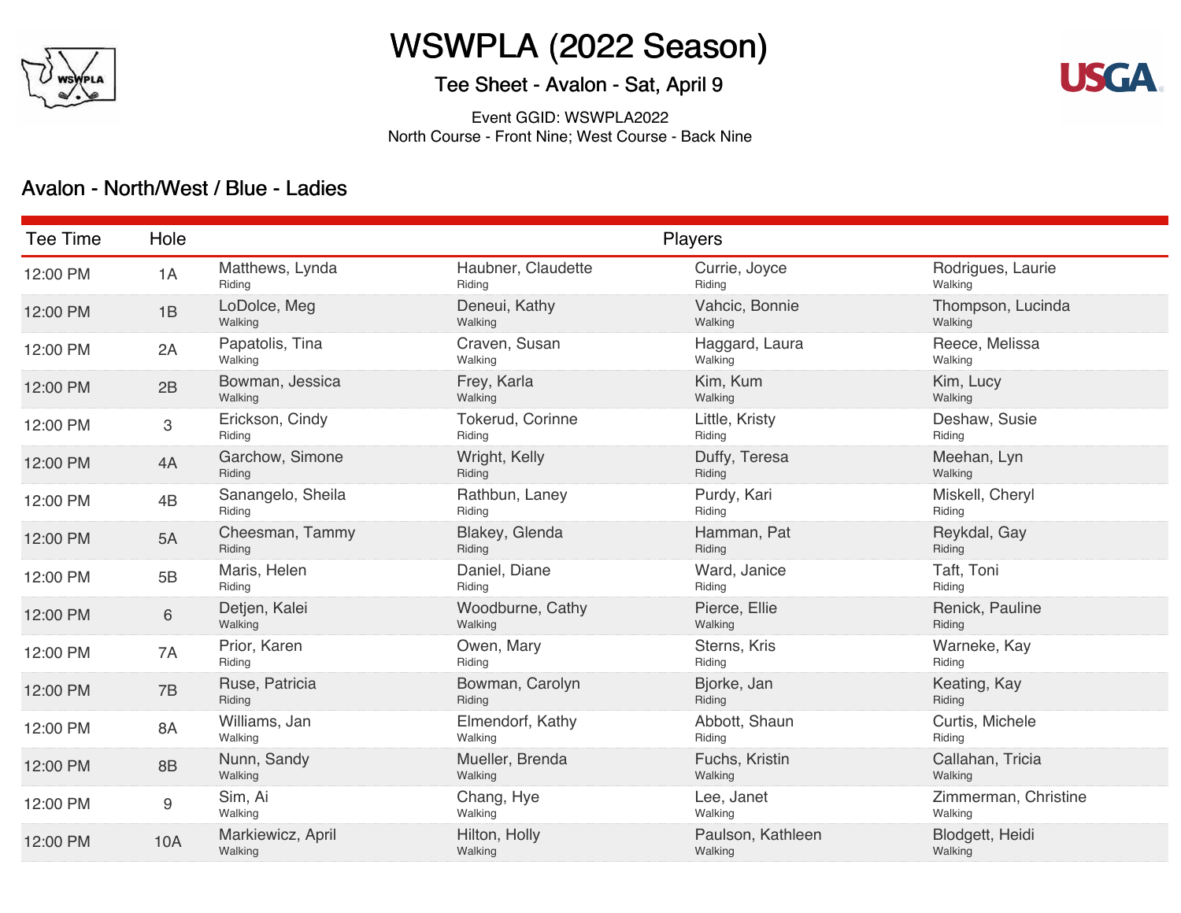# WSWPLA (2022 Season)

## Tee Sheet - Avalon - Sat, April 9

Event GGID: WSWPLA2022
North Course - Front Nine; West Course - Back Nine

### Avalon - North/West / Blue - Ladies

| Tee Time | Hole | Players | | | |
|---|---|---|---|---|---|
| 12:00 PM | 1A | Matthews, Lynda<br>Riding | Haubner, Claudette<br>Riding | Currie, Joyce<br>Riding | Rodrigues, Laurie<br>Walking |
| 12:00 PM | 1B | LoDolce, Meg<br>Walking | Deneui, Kathy<br>Walking | Vahcic, Bonnie<br>Walking | Thompson, Lucinda<br>Walking |
| 12:00 PM | 2A | Papatolis, Tina<br>Walking | Craven, Susan<br>Walking | Haggard, Laura<br>Walking | Reece, Melissa<br>Walking |
| 12:00 PM | 2B | Bowman, Jessica<br>Walking | Frey, Karla<br>Walking | Kim, Kum<br>Walking | Kim, Lucy<br>Walking |
| 12:00 PM | 3 | Erickson, Cindy<br>Riding | Tokerud, Corinne<br>Riding | Little, Kristy<br>Riding | Deshaw, Susie<br>Riding |
| 12:00 PM | 4A | Garchow, Simone<br>Riding | Wright, Kelly<br>Riding | Duffy, Teresa<br>Riding | Meehan, Lyn<br>Walking |
| 12:00 PM | 4B | Sanangelo, Sheila<br>Riding | Rathbun, Laney<br>Riding | Purdy, Kari<br>Riding | Miskell, Cheryl<br>Riding |
| 12:00 PM | 5A | Cheesman, Tammy<br>Riding | Blakey, Glenda<br>Riding | Hamman, Pat<br>Riding | Reykdal, Gay<br>Riding |
| 12:00 PM | 5B | Maris, Helen<br>Riding | Daniel, Diane<br>Riding | Ward, Janice<br>Riding | Taft, Toni<br>Riding |
| 12:00 PM | 6 | Detjen, Kalei<br>Walking | Woodburne, Cathy<br>Walking | Pierce, Ellie<br>Walking | Renick, Pauline<br>Riding |
| 12:00 PM | 7A | Prior, Karen<br>Riding | Owen, Mary<br>Riding | Sterns, Kris<br>Riding | Warneke, Kay<br>Riding |
| 12:00 PM | 7B | Ruse, Patricia<br>Riding | Bowman, Carolyn<br>Riding | Bjorke, Jan<br>Riding | Keating, Kay<br>Riding |
| 12:00 PM | 8A | Williams, Jan<br>Walking | Elmendorf, Kathy<br>Walking | Abbott, Shaun<br>Riding | Curtis, Michele<br>Riding |
| 12:00 PM | 8B | Nunn, Sandy<br>Walking | Mueller, Brenda<br>Walking | Fuchs, Kristin<br>Walking | Callahan, Tricia<br>Walking |
| 12:00 PM | 9 | Sim, Ai<br>Walking | Chang, Hye<br>Walking | Lee, Janet<br>Walking | Zimmerman, Christine<br>Walking |
| 12:00 PM | 10A | Markiewicz, April<br>Walking | Hilton, Holly<br>Walking | Paulson, Kathleen<br>Walking | Blodgett, Heidi<br>Walking |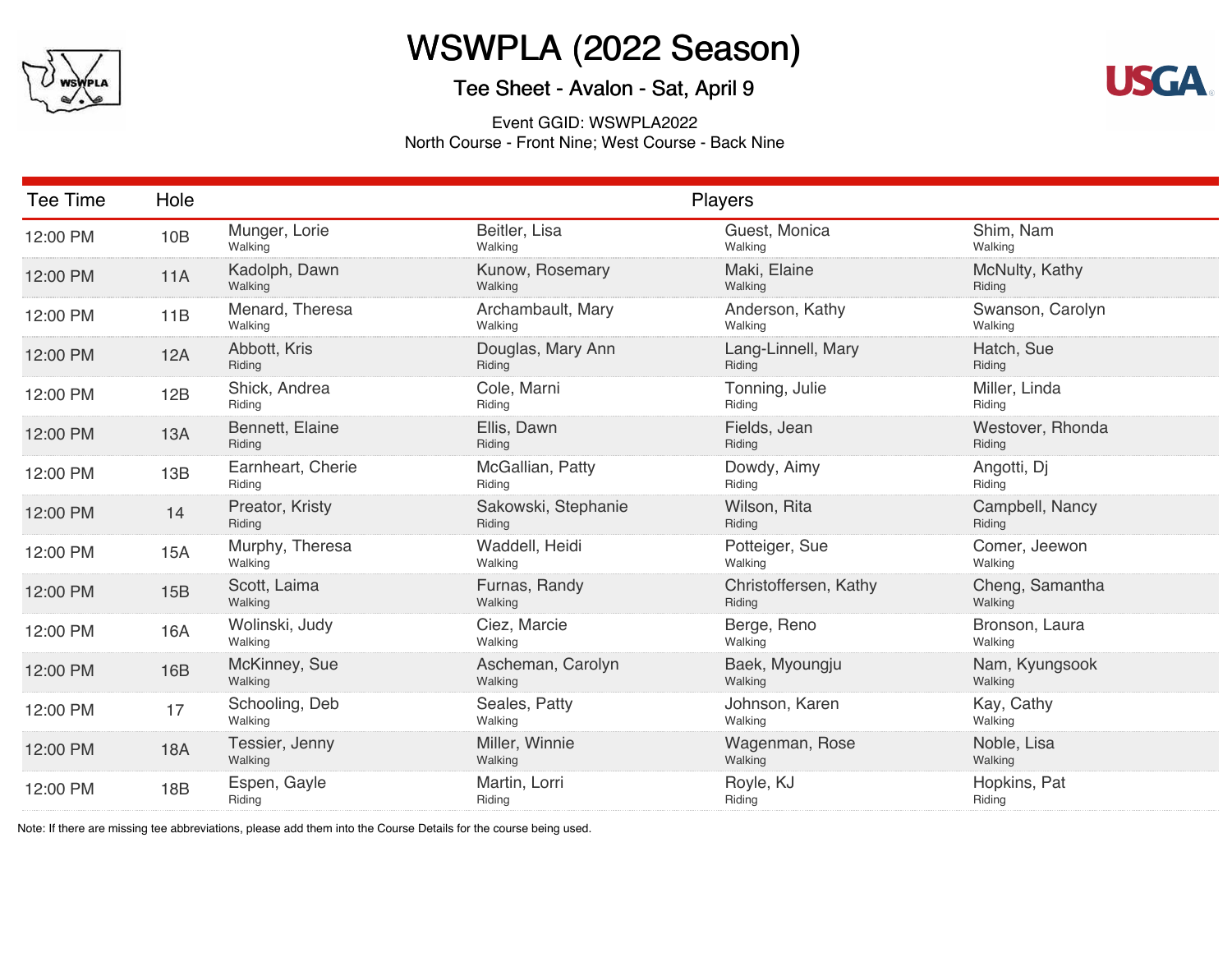# WSWPLA (2022 Season)

## Tee Sheet - Avalon - Sat, April 9

Event GGID: WSWPLA2022
North Course - Front Nine; West Course - Back Nine

| Tee Time | Hole | Players | | | |
|---|---|---|---|---|---|
| 12:00 PM | 10B | Munger, Lorie Walking | Beitler, Lisa Walking | Guest, Monica Walking | Shim, Nam Walking |
| 12:00 PM | 11A | Kadolph, Dawn Walking | Kunow, Rosemary Walking | Maki, Elaine Walking | McNulty, Kathy Riding |
| 12:00 PM | 11B | Menard, Theresa Walking | Archambault, Mary Walking | Anderson, Kathy Walking | Swanson, Carolyn Walking |
| 12:00 PM | 12A | Abbott, Kris Riding | Douglas, Mary Ann Riding | Lang-Linnell, Mary Riding | Hatch, Sue Riding |
| 12:00 PM | 12B | Shick, Andrea Riding | Cole, Marni Riding | Tonning, Julie Riding | Miller, Linda Riding |
| 12:00 PM | 13A | Bennett, Elaine Riding | Ellis, Dawn Riding | Fields, Jean Riding | Westover, Rhonda Riding |
| 12:00 PM | 13B | Earnheart, Cherie Riding | McGallian, Patty Riding | Dowdy, Aimy Riding | Angotti, Dj Riding |
| 12:00 PM | 14 | Preator, Kristy Riding | Sakowski, Stephanie Riding | Wilson, Rita Riding | Campbell, Nancy Riding |
| 12:00 PM | 15A | Murphy, Theresa Walking | Waddell, Heidi Walking | Potteiger, Sue Walking | Comer, Jeewon Walking |
| 12:00 PM | 15B | Scott, Laima Walking | Furnas, Randy Walking | Christoffersen, Kathy Riding | Cheng, Samantha Walking |
| 12:00 PM | 16A | Wolinski, Judy Walking | Ciez, Marcie Walking | Berge, Reno Walking | Bronson, Laura Walking |
| 12:00 PM | 16B | McKinney, Sue Walking | Ascheman, Carolyn Walking | Baek, Myoungju Walking | Nam, Kyungsook Walking |
| 12:00 PM | 17 | Schooling, Deb Walking | Seales, Patty Walking | Johnson, Karen Walking | Kay, Cathy Walking |
| 12:00 PM | 18A | Tessier, Jenny Walking | Miller, Winnie Walking | Wagenman, Rose Walking | Noble, Lisa Walking |
| 12:00 PM | 18B | Espen, Gayle Riding | Martin, Lorri Riding | Royle, KJ Riding | Hopkins, Pat Riding |

Note: If there are missing tee abbreviations, please add them into the Course Details for the course being used.